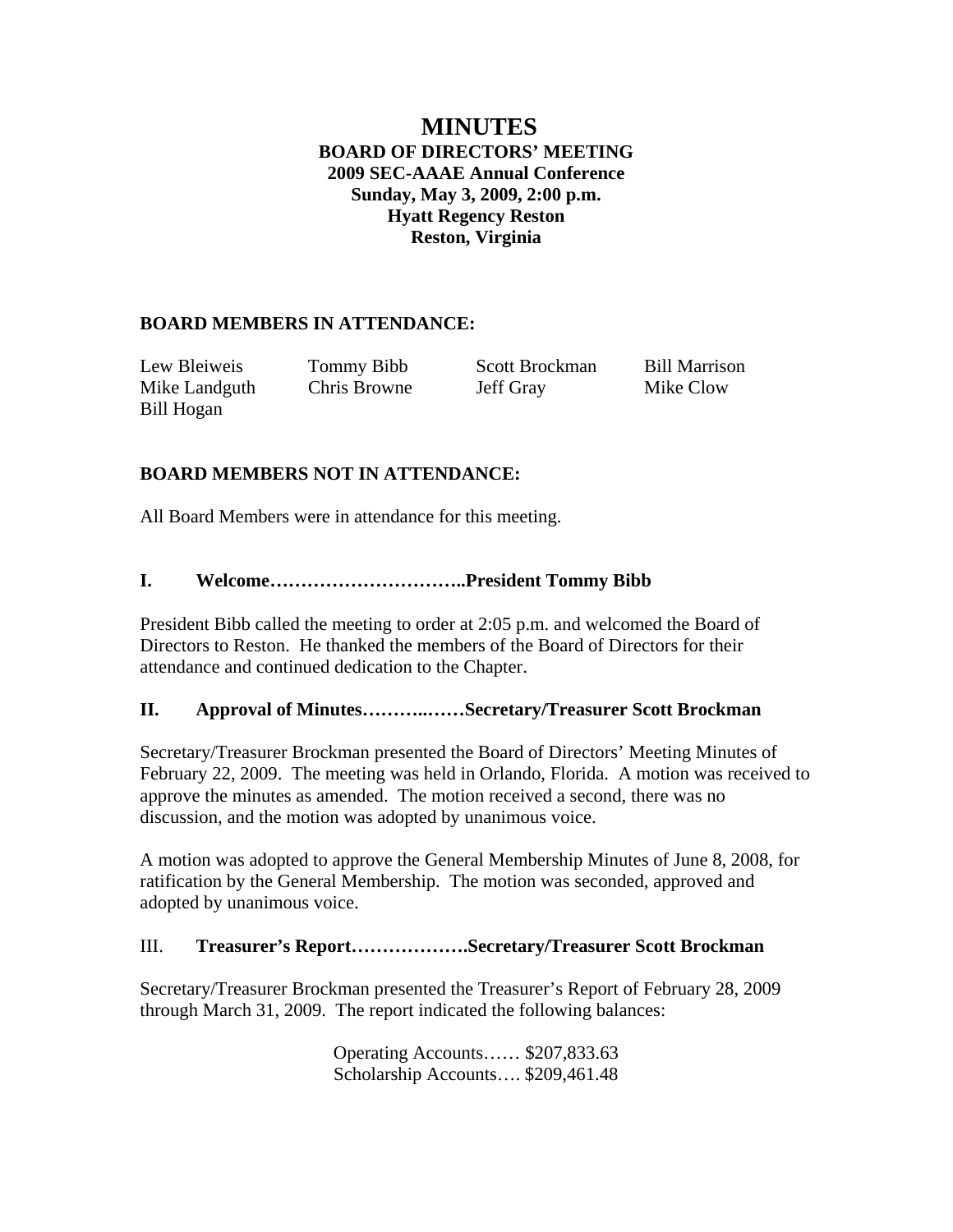# MINUTES

**BOARD OF DIRECTORS' MEETING**
**2009 SEC-AAAE Annual Conference**
**Sunday, May 3, 2009, 2:00 p.m.**
**Hyatt Regency Reston**
**Reston, Virginia**

## BOARD MEMBERS IN ATTENDANCE:

| | | | |
|---|---|---|---|
| Lew Bleiweis | Tommy Bibb | Scott Brockman | Bill Marrison |
| Mike Landguth | Chris Browne | Jeff Gray | Mike Clow |
| Bill Hogan | | | |

## BOARD MEMBERS NOT IN ATTENDANCE:

All Board Members were in attendance for this meeting.

## I. Welcome…………………………..President Tommy Bibb

President Bibb called the meeting to order at 2:05 p.m. and welcomed the Board of Directors to Reston. He thanked the members of the Board of Directors for their attendance and continued dedication to the Chapter.

## II. Approval of Minutes………..……Secretary/Treasurer Scott Brockman

Secretary/Treasurer Brockman presented the Board of Directors' Meeting Minutes of February 22, 2009. The meeting was held in Orlando, Florida. A motion was received to approve the minutes as amended. The motion received a second, there was no discussion, and the motion was adopted by unanimous voice.

A motion was adopted to approve the General Membership Minutes of June 8, 2008, for ratification by the General Membership. The motion was seconded, approved and adopted by unanimous voice.

## III. Treasurer's Report……………….Secretary/Treasurer Scott Brockman

Secretary/Treasurer Brockman presented the Treasurer's Report of February 28, 2009 through March 31, 2009. The report indicated the following balances:

Operating Accounts…… $207,833.63
Scholarship Accounts…. $209,461.48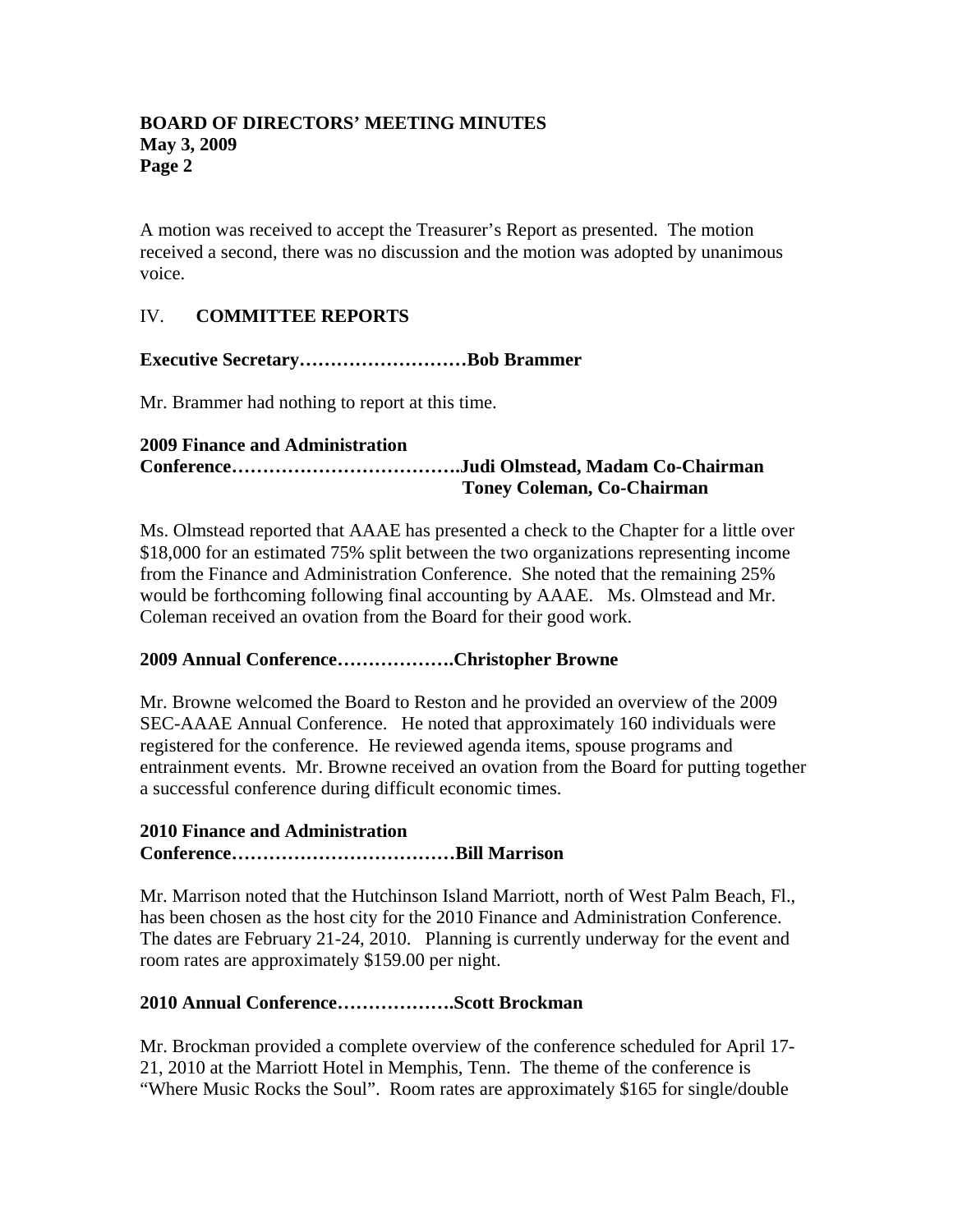A motion was received to accept the Treasurer's Report as presented. The motion received a second, there was no discussion and the motion was adopted by unanimous voice.

## IV. COMMITTEE REPORTS

**Executive Secretary………………………Bob Brammer**

Mr. Brammer had nothing to report at this time.

**2009 Finance and Administration Conference……………………………….Judi Olmstead, Madam Co-Chairman**
**Toney Coleman, Co-Chairman**

Ms. Olmstead reported that AAAE has presented a check to the Chapter for a little over $18,000 for an estimated 75% split between the two organizations representing income from the Finance and Administration Conference. She noted that the remaining 25% would be forthcoming following final accounting by AAAE. Ms. Olmstead and Mr. Coleman received an ovation from the Board for their good work.

**2009 Annual Conference……………….Christopher Browne**

Mr. Browne welcomed the Board to Reston and he provided an overview of the 2009 SEC-AAAE Annual Conference. He noted that approximately 160 individuals were registered for the conference. He reviewed agenda items, spouse programs and entrainment events. Mr. Browne received an ovation from the Board for putting together a successful conference during difficult economic times.

**2010 Finance and Administration Conference………………………………Bill Marrison**

Mr. Marrison noted that the Hutchinson Island Marriott, north of West Palm Beach, Fl., has been chosen as the host city for the 2010 Finance and Administration Conference. The dates are February 21-24, 2010. Planning is currently underway for the event and room rates are approximately $159.00 per night.

**2010 Annual Conference……………….Scott Brockman**

Mr. Brockman provided a complete overview of the conference scheduled for April 17-21, 2010 at the Marriott Hotel in Memphis, Tenn. The theme of the conference is "Where Music Rocks the Soul". Room rates are approximately $165 for single/double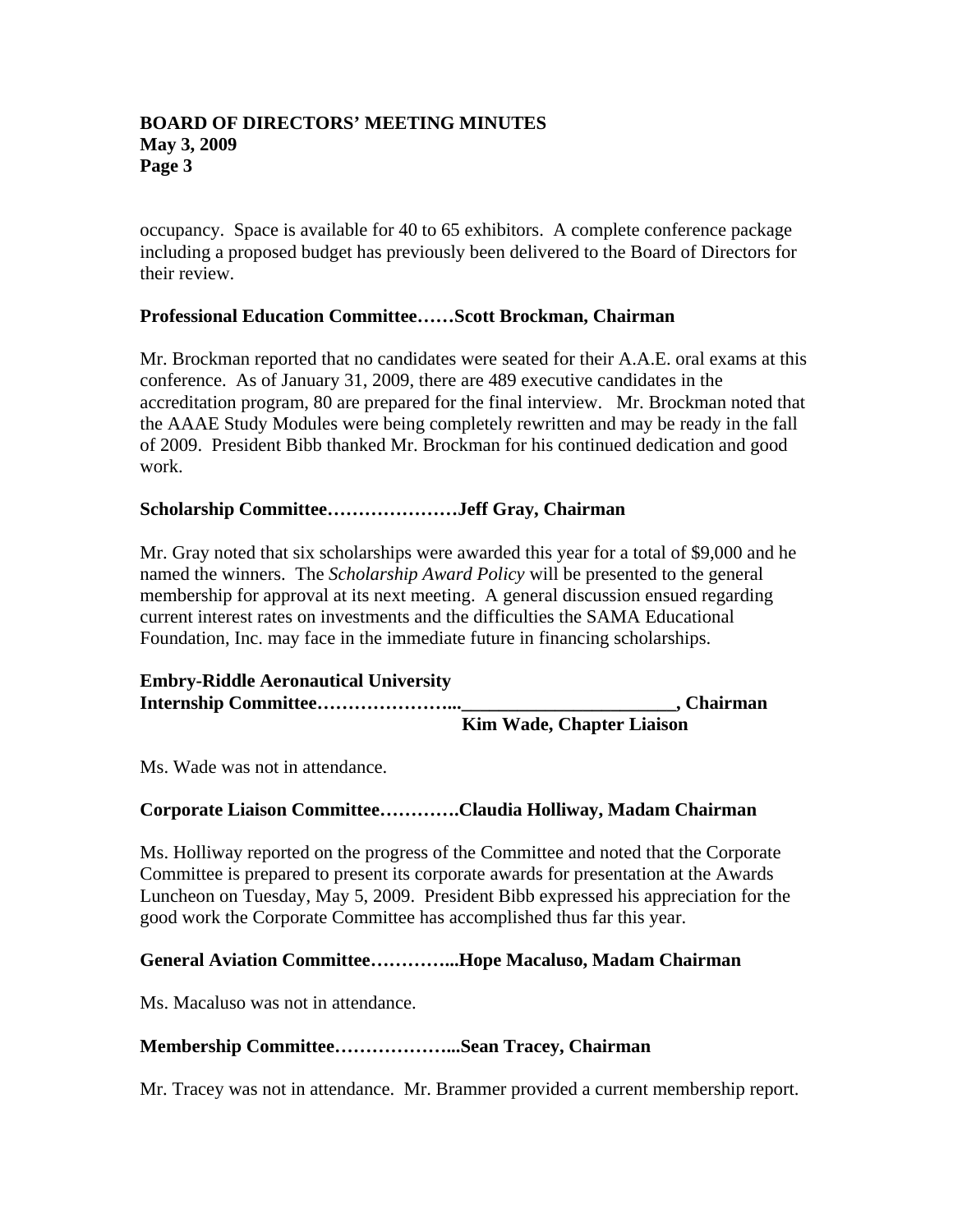occupancy. Space is available for 40 to 65 exhibitors. A complete conference package including a proposed budget has previously been delivered to the Board of Directors for their review.

**Professional Education Committee……Scott Brockman, Chairman**

Mr. Brockman reported that no candidates were seated for their A.A.E. oral exams at this conference. As of January 31, 2009, there are 489 executive candidates in the accreditation program, 80 are prepared for the final interview. Mr. Brockman noted that the AAAE Study Modules were being completely rewritten and may be ready in the fall of 2009. President Bibb thanked Mr. Brockman for his continued dedication and good work.

**Scholarship Committee…………………Jeff Gray, Chairman**

Mr. Gray noted that six scholarships were awarded this year for a total of $9,000 and he named the winners. The *Scholarship Award Policy* will be presented to the general membership for approval at its next meeting. A general discussion ensued regarding current interest rates on investments and the difficulties the SAMA Educational Foundation, Inc. may face in the immediate future in financing scholarships.

**Embry-Riddle Aeronautical University**
**Internship Committee…………………...______________________, Chairman**
**Kim Wade, Chapter Liaison**

Ms. Wade was not in attendance.

**Corporate Liaison Committee…………Claudia Holliway, Madam Chairman**

Ms. Holliway reported on the progress of the Committee and noted that the Corporate Committee is prepared to present its corporate awards for presentation at the Awards Luncheon on Tuesday, May 5, 2009. President Bibb expressed his appreciation for the good work the Corporate Committee has accomplished thus far this year.

**General Aviation Committee…………...Hope Macaluso, Madam Chairman**

Ms. Macaluso was not in attendance.

**Membership Committee………………...Sean Tracey, Chairman**

Mr. Tracey was not in attendance. Mr. Brammer provided a current membership report.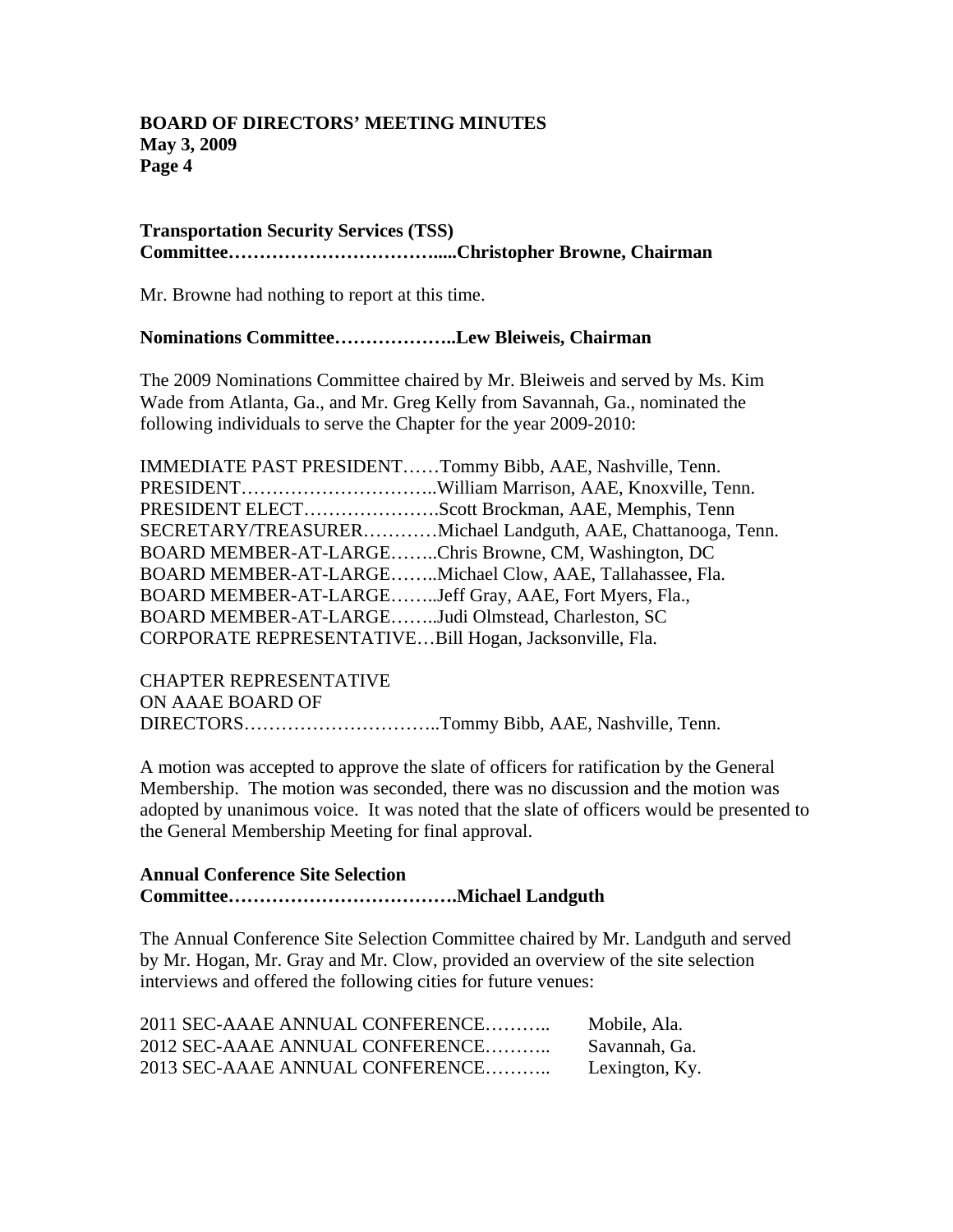**Transportation Security Services (TSS) Committee…………………………......Christopher Browne, Chairman**

Mr. Browne had nothing to report at this time.

**Nominations Committee………………..Lew Bleiweis, Chairman**

The 2009 Nominations Committee chaired by Mr. Bleiweis and served by Ms. Kim Wade from Atlanta, Ga., and Mr. Greg Kelly from Savannah, Ga., nominated the following individuals to serve the Chapter for the year 2009-2010:

IMMEDIATE PAST PRESIDENT……Tommy Bibb, AAE, Nashville, Tenn.
PRESIDENT…………………………..William Marrison, AAE, Knoxville, Tenn.
PRESIDENT ELECT………………….Scott Brockman, AAE, Memphis, Tenn
SECRETARY/TREASURER…………Michael Landguth, AAE, Chattanooga, Tenn.
BOARD MEMBER-AT-LARGE……..Chris Browne, CM, Washington, DC
BOARD MEMBER-AT-LARGE……..Michael Clow, AAE, Tallahassee, Fla.
BOARD MEMBER-AT-LARGE……..Jeff Gray, AAE, Fort Myers, Fla.,
BOARD MEMBER-AT-LARGE……..Judi Olmstead, Charleston, SC
CORPORATE REPRESENTATIVE…Bill Hogan, Jacksonville, Fla.

CHAPTER REPRESENTATIVE ON AAAE BOARD OF DIRECTORS…………………………..Tommy Bibb, AAE, Nashville, Tenn.

A motion was accepted to approve the slate of officers for ratification by the General Membership. The motion was seconded, there was no discussion and the motion was adopted by unanimous voice. It was noted that the slate of officers would be presented to the General Membership Meeting for final approval.

**Annual Conference Site Selection Committee……………………………….Michael Landguth**

The Annual Conference Site Selection Committee chaired by Mr. Landguth and served by Mr. Hogan, Mr. Gray and Mr. Clow, provided an overview of the site selection interviews and offered the following cities for future venues:

2011 SEC-AAAE ANNUAL CONFERENCE……….. Mobile, Ala.
2012 SEC-AAAE ANNUAL CONFERENCE……….. Savannah, Ga.
2013 SEC-AAAE ANNUAL CONFERENCE……….. Lexington, Ky.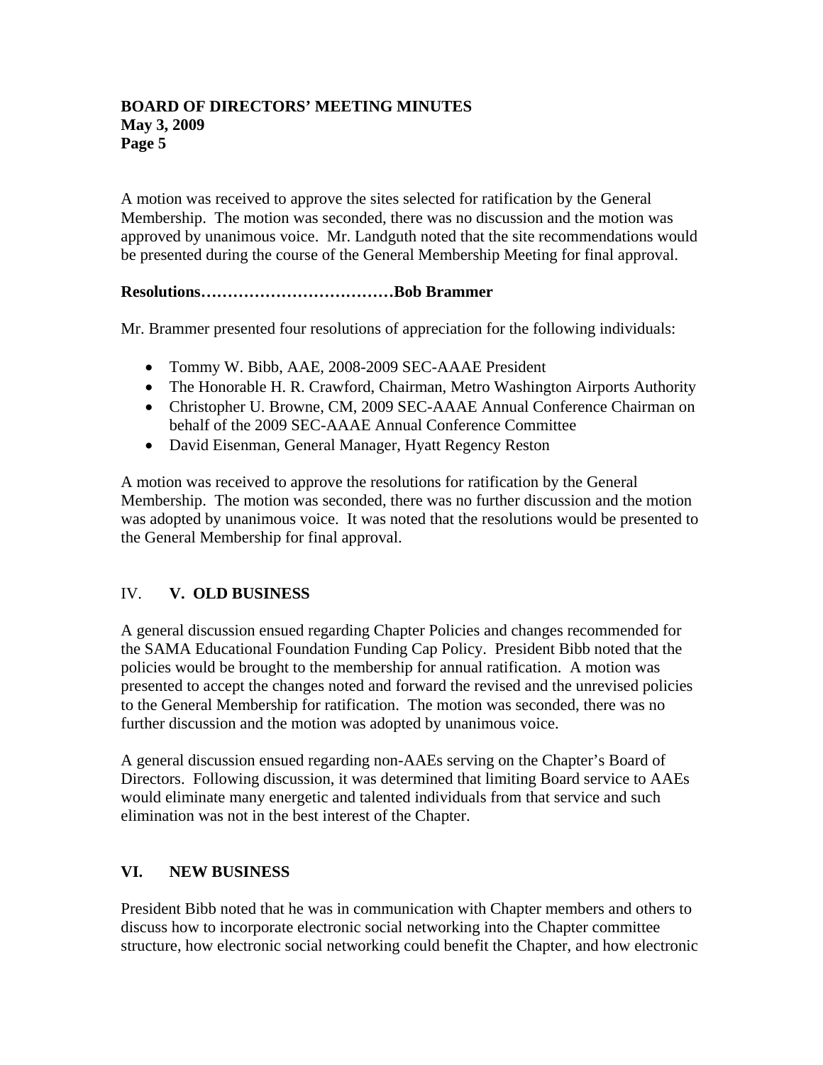A motion was received to approve the sites selected for ratification by the General Membership. The motion was seconded, there was no discussion and the motion was approved by unanimous voice. Mr. Landguth noted that the site recommendations would be presented during the course of the General Membership Meeting for final approval.

**Resolutions………………………………Bob Brammer**

Mr. Brammer presented four resolutions of appreciation for the following individuals:

- Tommy W. Bibb, AAE, 2008-2009 SEC-AAAE President
- The Honorable H. R. Crawford, Chairman, Metro Washington Airports Authority
- Christopher U. Browne, CM, 2009 SEC-AAAE Annual Conference Chairman on behalf of the 2009 SEC-AAAE Annual Conference Committee
- David Eisenman, General Manager, Hyatt Regency Reston

A motion was received to approve the resolutions for ratification by the General Membership. The motion was seconded, there was no further discussion and the motion was adopted by unanimous voice. It was noted that the resolutions would be presented to the General Membership for final approval.

## IV. **V. OLD BUSINESS**

A general discussion ensued regarding Chapter Policies and changes recommended for the SAMA Educational Foundation Funding Cap Policy. President Bibb noted that the policies would be brought to the membership for annual ratification. A motion was presented to accept the changes noted and forward the revised and the unrevised policies to the General Membership for ratification. The motion was seconded, there was no further discussion and the motion was adopted by unanimous voice.

A general discussion ensued regarding non-AAEs serving on the Chapter's Board of Directors. Following discussion, it was determined that limiting Board service to AAEs would eliminate many energetic and talented individuals from that service and such elimination was not in the best interest of the Chapter.

## VI. NEW BUSINESS

President Bibb noted that he was in communication with Chapter members and others to discuss how to incorporate electronic social networking into the Chapter committee structure, how electronic social networking could benefit the Chapter, and how electronic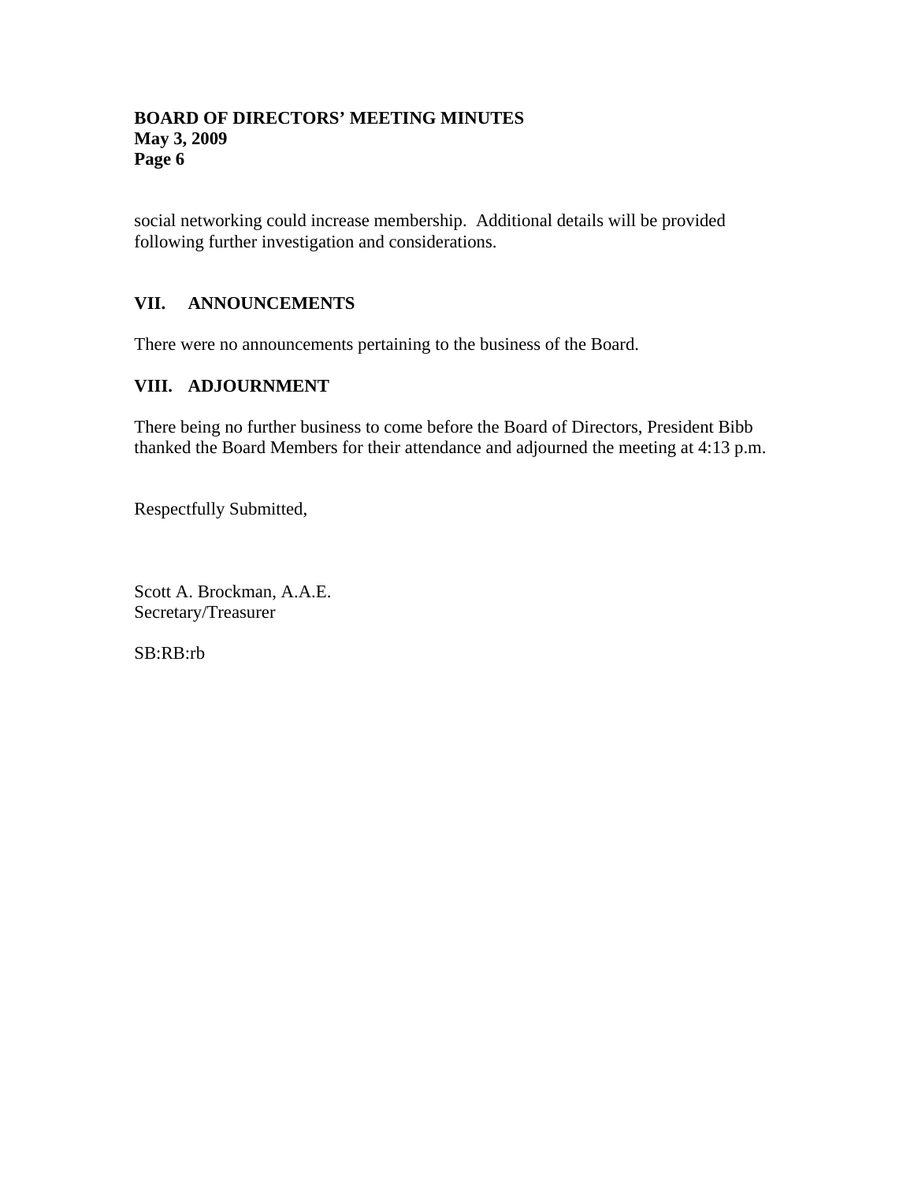social networking could increase membership. Additional details will be provided following further investigation and considerations.

## VII. ANNOUNCEMENTS

There were no announcements pertaining to the business of the Board.

## VIII. ADJOURNMENT

There being no further business to come before the Board of Directors, President Bibb thanked the Board Members for their attendance and adjourned the meeting at 4:13 p.m.

Respectfully Submitted,

Scott A. Brockman, A.A.E.
Secretary/Treasurer

SB:RB:rb